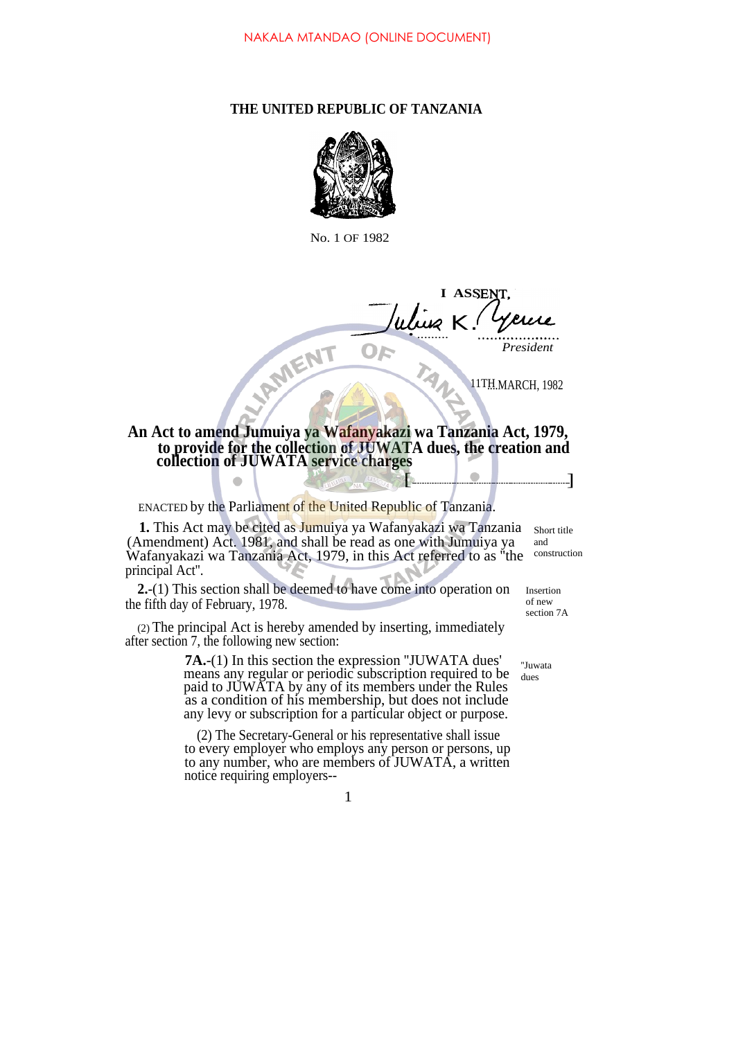NAKALA MTANDAO (ONLINE DOCUMENT)

# THE UNITED REPUBLIC OF TANZANIA

No. 1 OF 1982

I ASSENT,

*Julius K. Nyerere*

*President*

11TH MARCH, 1982

## An Act to amend Jumuiya ya Wafanyakazi wa Tanzania Act, 1979, to provide for the collection of JUWATA dues, the creation and collection of JUWATA service charges

[ ]

ENACTED by the Parliament of the United Republic of Tanzania.

Short title and construction

**1.** This Act may be cited as Jumuiya ya Wafanyakazi wa Tanzania (Amendment) Act, 1981, and shall be read as one with Jumuiya ya Wafanyakazi wa Tanzania Act, 1979, in this Act referred to as "the principal Act".

Insertion of new section 7A

**2.**-(1) This section shall be deemed to have come into operation on the fifth day of February, 1978.

(2) The principal Act is hereby amended by inserting, immediately after section 7, the following new section:

"Juwata dues

**7A.**-(1) In this section the expression "JUWATA dues' means any regular or periodic subscription required to be paid to JUWATA by any of its members under the Rules as a condition of his membership, but does not include any levy or subscription for a particular object or purpose.

(2) The Secretary-General or his representative shall issue to every employer who employs any person or persons, up to any number, who are members of JUWATA, a written notice requiring employers--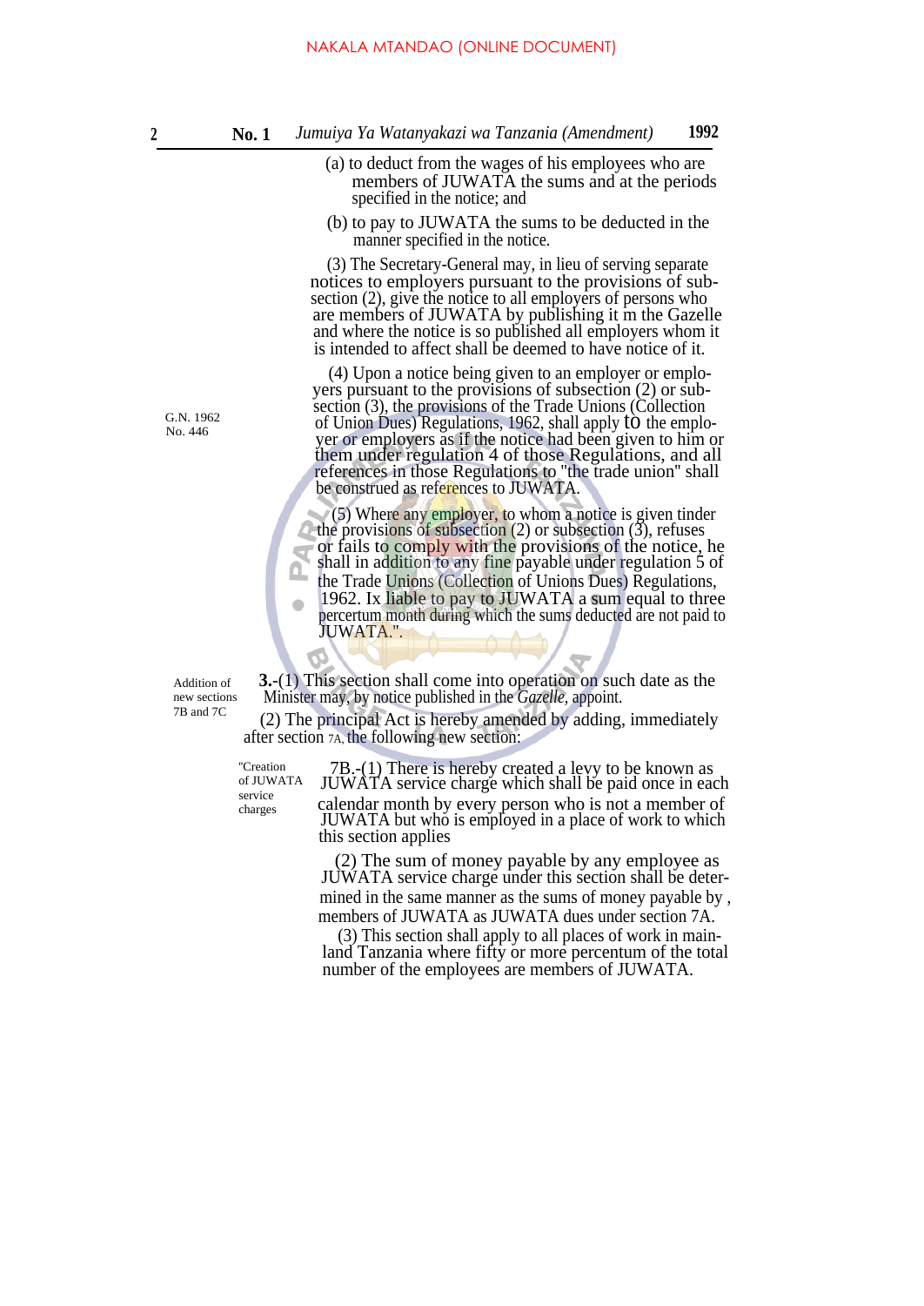(a) to deduct from the wages of his employees who are members of JUWATA the sums and at the periods specified in the notice; and

(b) to pay to JUWATA the sums to be deducted in the manner specified in the notice.

(3) The Secretary-General may, in lieu of serving separate notices to employers pursuant to the provisions of sub-section (2), give the notice to all employers of persons who are members of JUWATA by publishing it m the Gazelle and where the notice is so published all employers whom it is intended to affect shall be deemed to have notice of it.

G.N. 1962 No. 446

(4) Upon a notice being given to an employer or employers pursuant to the provisions of subsection (2) or sub-section (3), the provisions of the Trade Unions (Collection of Union Dues) Regulations, 1962, shall apply to the employer or employers as if the notice had been given to him or them under regulation 4 of those Regulations, and all references in those Regulations to "the trade union" shall be construed as references to JUWATA.

(5) Where any employer, to whom a notice is given tinder the provisions of subsection (2) or subsection (3), refuses or fails to comply with the provisions of the notice, he shall in addition to any fine payable under regulation 5 of the Trade Unions (Collection of Unions Dues) Regulations, 1962. Ix liable to pay to JUWATA a sum equal to three percertum month during which the sums deducted are not paid to JUWATA.".

Addition of new sections 7B and 7C

**3.**-(1) This section shall come into operation on such date as the Minister may, by notice published in the *Gazelle*, appoint.

(2) The principal Act is hereby amended by adding, immediately after section 7A, the following new section:

"Creation of JUWATA service charges

7B.-(1) There is hereby created a levy to be known as JUWATA service charge which shall be paid once in each calendar month by every person who is not a member of JUWATA but who is employed in a place of work to which this section applies

(2) The sum of money payable by any employee as JUWATA service charge under this section shall be determined in the same manner as the sums of money payable by , members of JUWATA as JUWATA dues under section 7A.

(3) This section shall apply to all places of work in mainland Tanzania where fifty or more percentum of the total number of the employees are members of JUWATA.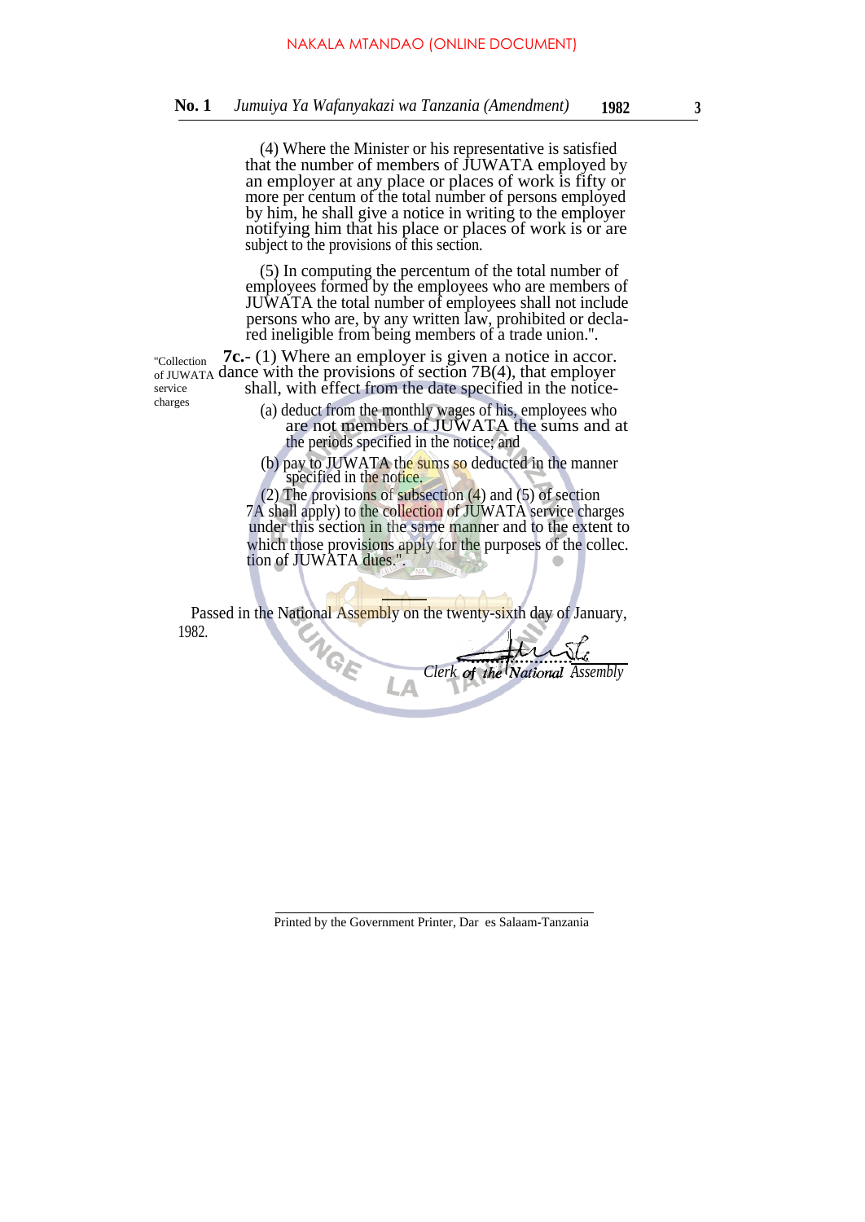(4) Where the Minister or his representative is satisfied that the number of members of JUWATA employed by an employer at any place or places of work is fifty or more per centum of the total number of persons employed by him, he shall give a notice in writing to the employer notifying him that his place or places of work is or are subject to the provisions of this section.

(5) In computing the percentum of the total number of employees formed by the employees who are members of JUWATA the total number of employees shall not include persons who are, by any written law, prohibited or declared ineligible from being members of a trade union.".

"Collection of JUWATA service charges

**7c.**- (1) Where an employer is given a notice in accordance with the provisions of section 7B(4), that employer shall, with effect from the date specified in the notice-

(a) deduct from the monthly wages of his, employees who are not members of JUWATA the sums and at the periods specified in the notice; and

(b) pay to JUWATA the sums so deducted in the manner specified in the notice.

(2) The provisions of subsection (4) and (5) of section 7A shall apply) to the collection of JUWATA service charges under this section in the same manner and to the extent to which those provisions apply for the purposes of the collection of JUWATA dues."

---

Passed in the National Assembly on the twenty-sixth day of January, 1982.

*Clerk of the National Assembly*

Printed by the Government Printer, Dar es Salaam-Tanzania